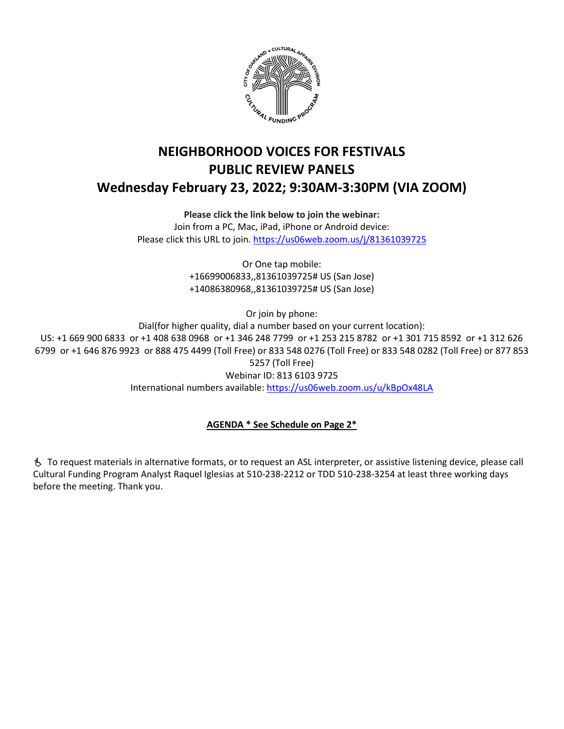# NEIGHBORHOOD VOICES FOR FESTIVALS
# PUBLIC REVIEW PANELS
# Wednesday February 23, 2022; 9:30AM-3:30PM (VIA ZOOM)

**Please click the link below to join the webinar:**
Join from a PC, Mac, iPad, iPhone or Android device:
Please click this URL to join. https://us06web.zoom.us/j/81361039725

Or One tap mobile:
+16699006833,,81361039725# US (San Jose)
+14086380968,,81361039725# US (San Jose)

Or join by phone:
Dial(for higher quality, dial a number based on your current location):
US: +1 669 900 6833 or +1 408 638 0968 or +1 346 248 7799 or +1 253 215 8782 or +1 301 715 8592 or +1 312 626 6799 or +1 646 876 9923 or 888 475 4499 (Toll Free) or 833 548 0276 (Toll Free) or 833 548 0282 (Toll Free) or 877 853 5257 (Toll Free)
Webinar ID: 813 6103 9725
International numbers available: https://us06web.zoom.us/u/kBpOx48LA

**AGENDA * See Schedule on Page 2***

♿ To request materials in alternative formats, or to request an ASL interpreter, or assistive listening device, please call Cultural Funding Program Analyst Raquel Iglesias at 510-238-2212 or TDD 510-238-3254 at least three working days before the meeting. Thank you.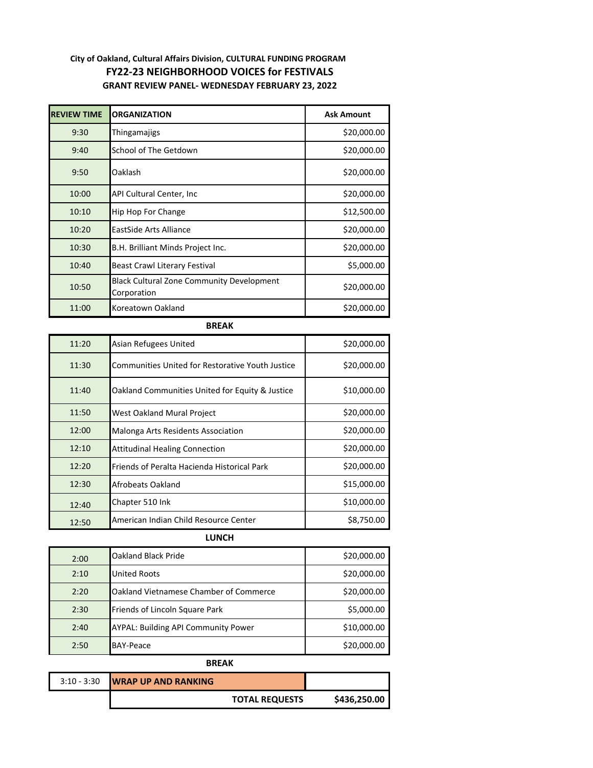**City of Oakland, Cultural Affairs Division, CULTURAL FUNDING PROGRAM**

## FY22-23 NEIGHBORHOOD VOICES for FESTIVALS

**GRANT REVIEW PANEL- WEDNESDAY FEBRUARY 23, 2022**

| REVIEW TIME | ORGANIZATION | Ask Amount |
|---|---|---|
| 9:30 | Thingamajigs | $20,000.00 |
| 9:40 | School of The Getdown | $20,000.00 |
| 9:50 | Oaklash | $20,000.00 |
| 10:00 | API Cultural Center, Inc | $20,000.00 |
| 10:10 | Hip Hop For Change | $12,500.00 |
| 10:20 | EastSide Arts Alliance | $20,000.00 |
| 10:30 | B.H. Brilliant Minds Project Inc. | $20,000.00 |
| 10:40 | Beast Crawl Literary Festival | $5,000.00 |
| 10:50 | Black Cultural Zone Community Development Corporation | $20,000.00 |
| 11:00 | Koreatown Oakland | $20,000.00 |
| | **BREAK** | |
| 11:20 | Asian Refugees United | $20,000.00 |
| 11:30 | Communities United for Restorative Youth Justice | $20,000.00 |
| 11:40 | Oakland Communities United for Equity & Justice | $10,000.00 |
| 11:50 | West Oakland Mural Project | $20,000.00 |
| 12:00 | Malonga Arts Residents Association | $20,000.00 |
| 12:10 | Attitudinal Healing Connection | $20,000.00 |
| 12:20 | Friends of Peralta Hacienda Historical Park | $20,000.00 |
| 12:30 | Afrobeats Oakland | $15,000.00 |
| 12:40 | Chapter 510 Ink | $10,000.00 |
| 12:50 | American Indian Child Resource Center | $8,750.00 |
| | **LUNCH** | |
| 2:00 | Oakland Black Pride | $20,000.00 |
| 2:10 | United Roots | $20,000.00 |
| 2:20 | Oakland Vietnamese Chamber of Commerce | $20,000.00 |
| 2:30 | Friends of Lincoln Square Park | $5,000.00 |
| 2:40 | AYPAL: Building API Community Power | $10,000.00 |
| 2:50 | BAY-Peace | $20,000.00 |
| | **BREAK** | |
| 3:10 - 3:30 | **WRAP UP AND RANKING** | |
| | **TOTAL REQUESTS** | **$436,250.00** |